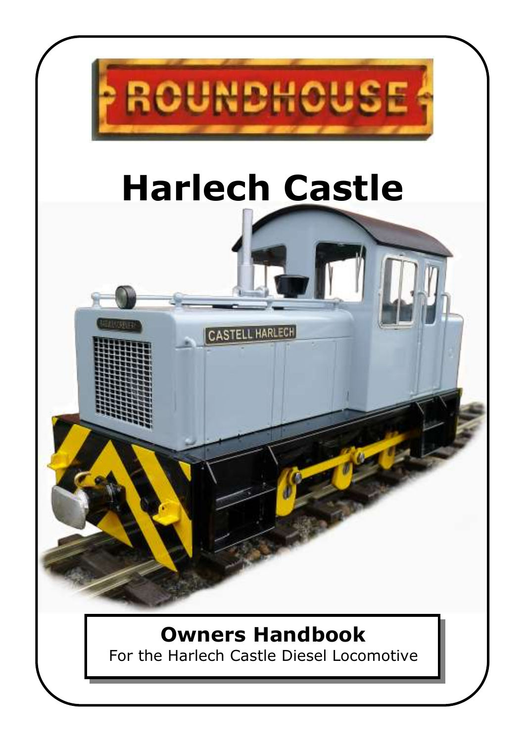ROUNDHOUSE

# Harlech Castle

**Owners Handbook**

For the Harlech Castle Diesel Locomotive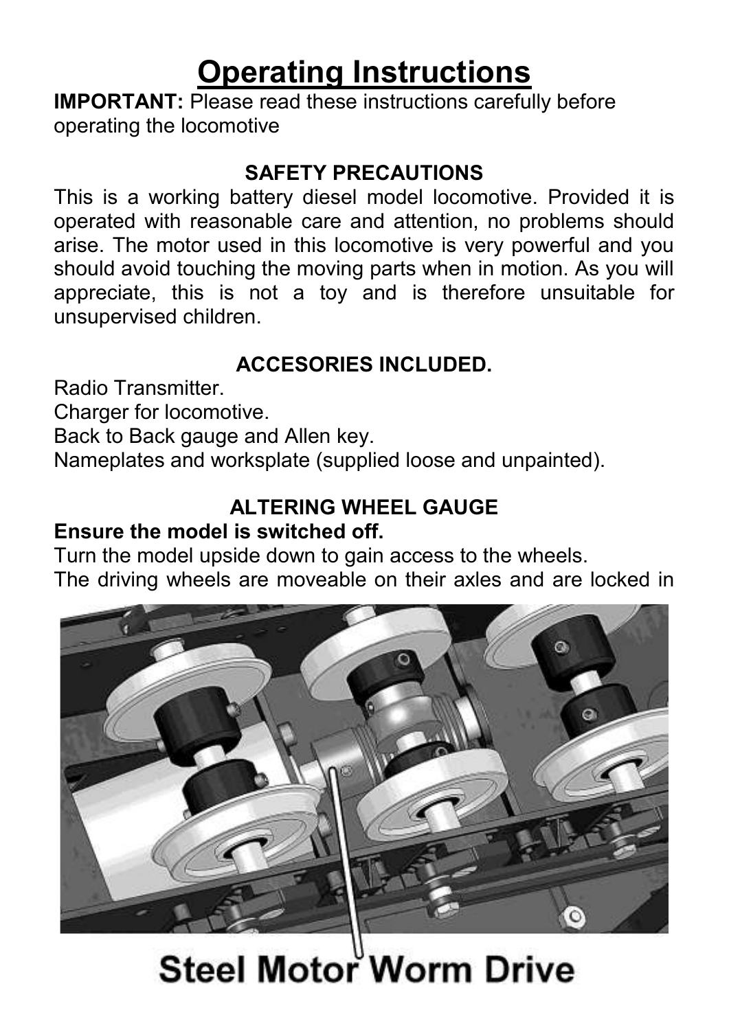# Operating Instructions

**IMPORTANT:** Please read these instructions carefully before operating the locomotive

### SAFETY PRECAUTIONS

This is a working battery diesel model locomotive. Provided it is operated with reasonable care and attention, no problems should arise. The motor used in this locomotive is very powerful and you should avoid touching the moving parts when in motion. As you will appreciate, this is not a toy and is therefore unsuitable for unsupervised children.

### ACCESORIES INCLUDED.

Radio Transmitter.
Charger for locomotive.
Back to Back gauge and Allen key.
Nameplates and worksplate (supplied loose and unpainted).

### ALTERING WHEEL GAUGE

**Ensure the model is switched off.**

Turn the model upside down to gain access to the wheels.

The driving wheels are moveable on their axles and are locked in

Steel Motor Worm Drive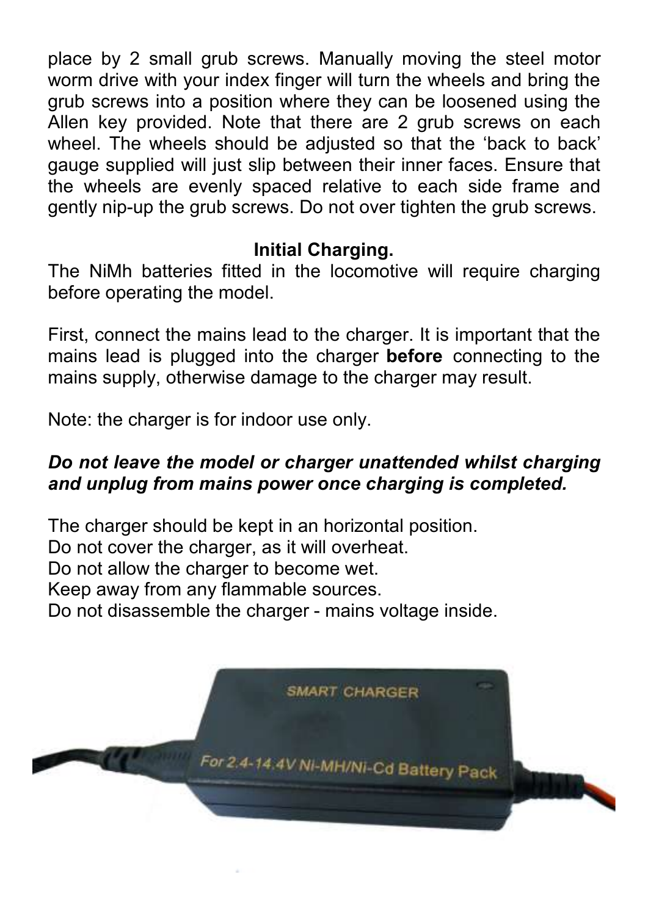place by 2 small grub screws. Manually moving the steel motor worm drive with your index finger will turn the wheels and bring the grub screws into a position where they can be loosened using the Allen key provided. Note that there are 2 grub screws on each wheel. The wheels should be adjusted so that the 'back to back' gauge supplied will just slip between their inner faces. Ensure that the wheels are evenly spaced relative to each side frame and gently nip-up the grub screws. Do not over tighten the grub screws.

## Initial Charging.

The NiMh batteries fitted in the locomotive will require charging before operating the model.

First, connect the mains lead to the charger. It is important that the mains lead is plugged into the charger **before** connecting to the mains supply, otherwise damage to the charger may result.

Note: the charger is for indoor use only.

***Do not leave the model or charger unattended whilst charging and unplug from mains power once charging is completed.***

The charger should be kept in an horizontal position.
Do not cover the charger, as it will overheat.
Do not allow the charger to become wet.
Keep away from any flammable sources.
Do not disassemble the charger - mains voltage inside.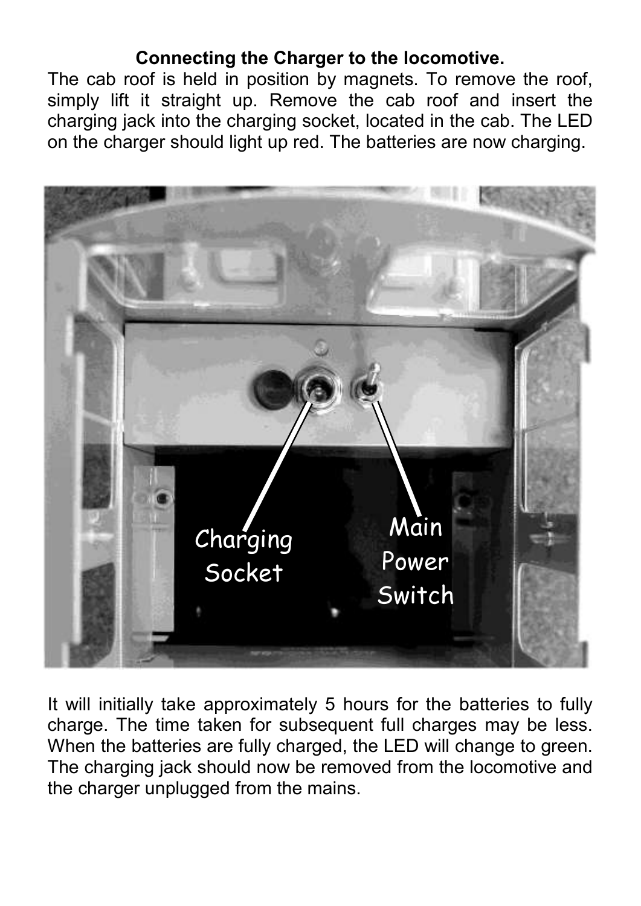**Connecting the Charger to the locomotive.**

The cab roof is held in position by magnets. To remove the roof, simply lift it straight up. Remove the cab roof and insert the charging jack into the charging socket, located in the cab. The LED on the charger should light up red. The batteries are now charging.

It will initially take approximately 5 hours for the batteries to fully charge. The time taken for subsequent full charges may be less. When the batteries are fully charged, the LED will change to green. The charging jack should now be removed from the locomotive and the charger unplugged from the mains.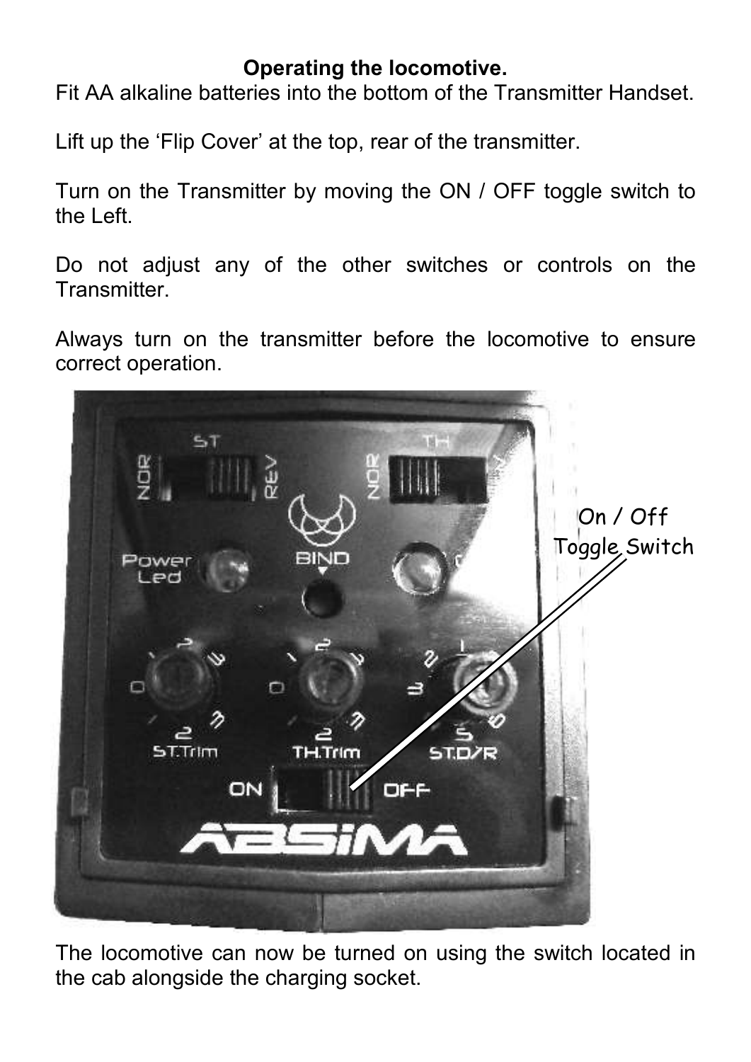**Operating the locomotive.**

Fit AA alkaline batteries into the bottom of the Transmitter Handset.

Lift up the 'Flip Cover' at the top, rear of the transmitter.

Turn on the Transmitter by moving the ON / OFF toggle switch to the Left.

Do not adjust any of the other switches or controls on the Transmitter.

Always turn on the transmitter before the locomotive to ensure correct operation.

On / Off Toggle Switch

The locomotive can now be turned on using the switch located in the cab alongside the charging socket.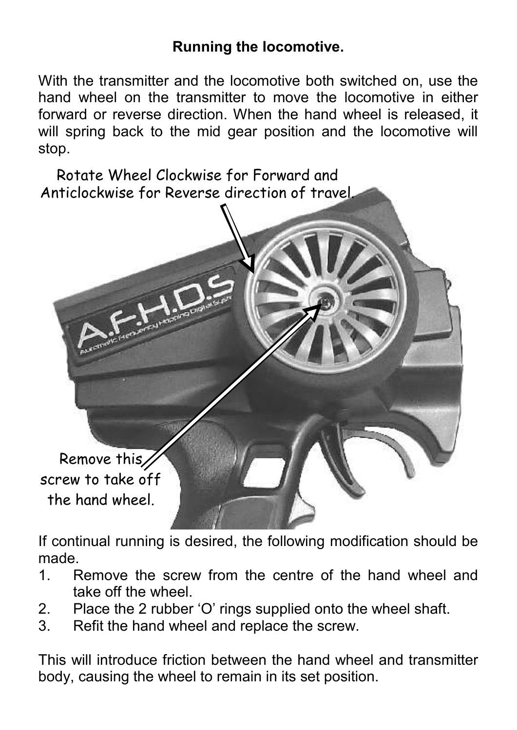**Running the locomotive.**

With the transmitter and the locomotive both switched on, use the hand wheel on the transmitter to move the locomotive in either forward or reverse direction. When the hand wheel is released, it will spring back to the mid gear position and the locomotive will stop.

Rotate Wheel Clockwise for Forward and Anticlockwise for Reverse direction of travel.

Remove this screw to take off the hand wheel.

If continual running is desired, the following modification should be made.

1. Remove the screw from the centre of the hand wheel and take off the wheel.
2. Place the 2 rubber 'O' rings supplied onto the wheel shaft.
3. Refit the hand wheel and replace the screw.

This will introduce friction between the hand wheel and transmitter body, causing the wheel to remain in its set position.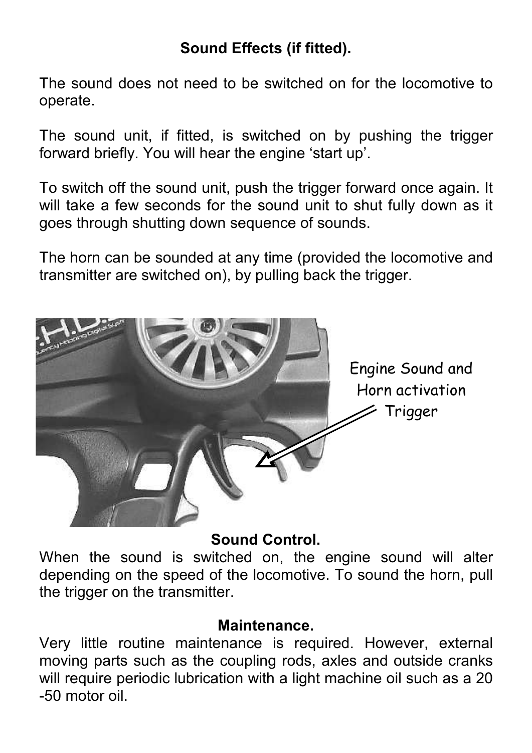## Sound Effects (if fitted).

The sound does not need to be switched on for the locomotive to operate.

The sound unit, if fitted, is switched on by pushing the trigger forward briefly. You will hear the engine 'start up'.

To switch off the sound unit, push the trigger forward once again. It will take a few seconds for the sound unit to shut fully down as it goes through shutting down sequence of sounds.

The horn can be sounded at any time (provided the locomotive and transmitter are switched on), by pulling back the trigger.

Engine Sound and Horn activation Trigger

## Sound Control.

When the sound is switched on, the engine sound will alter depending on the speed of the locomotive. To sound the horn, pull the trigger on the transmitter.

## Maintenance.

Very little routine maintenance is required. However, external moving parts such as the coupling rods, axles and outside cranks will require periodic lubrication with a light machine oil such as a 20 -50 motor oil.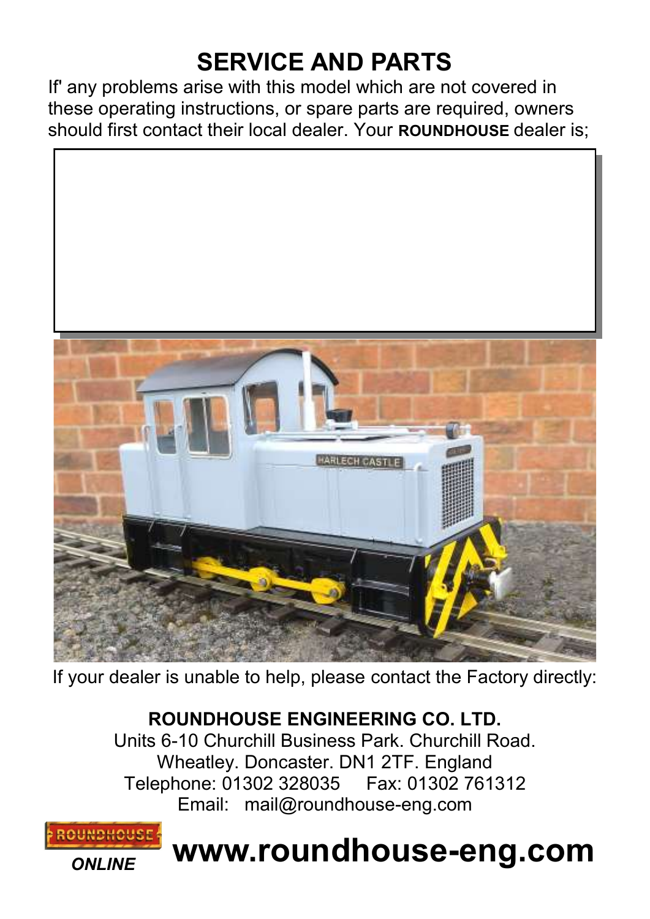# SERVICE AND PARTS

If' any problems arise with this model which are not covered in these operating instructions, or spare parts are required, owners should first contact their local dealer. Your **ROUNDHOUSE** dealer is;

If your dealer is unable to help, please contact the Factory directly:

**ROUNDHOUSE ENGINEERING CO. LTD.**
Units 6-10 Churchill Business Park. Churchill Road.
Wheatley. Doncaster. DN1 2TF. England
Telephone: 01302 328035     Fax: 01302 761312
Email:   mail@roundhouse-eng.com

ROUNDHOUSE *ONLINE* **www.roundhouse-eng.com**